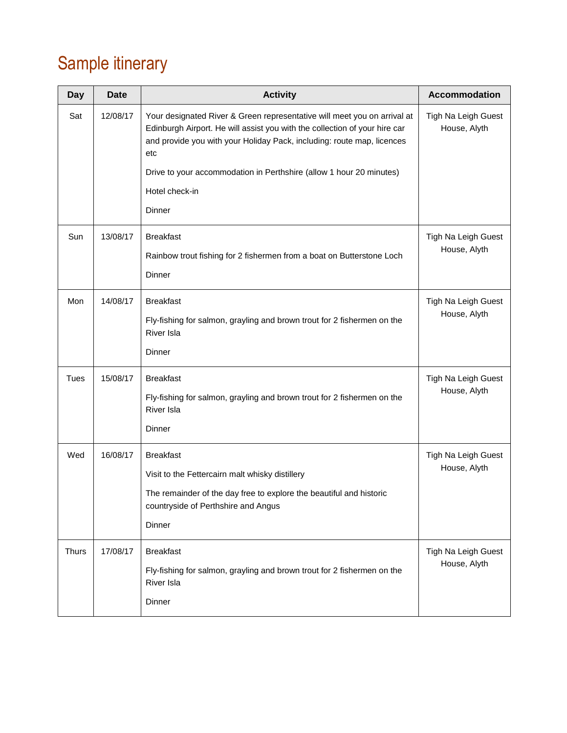# Sample itinerary

| Day | Date | Activity | Accommodation |
| --- | --- | --- | --- |
| Sat | 12/08/17 | Your designated River & Green representative will meet you on arrival at Edinburgh Airport. He will assist you with the collection of your hire car and provide you with your Holiday Pack, including: route map, licences etc<br><br>Drive to your accommodation in Perthshire (allow 1 hour 20 minutes)<br><br>Hotel check-in<br><br>Dinner | Tigh Na Leigh Guest House, Alyth |
| Sun | 13/08/17 | Breakfast<br><br>Rainbow trout fishing for 2 fishermen from a boat on Butterstone Loch<br><br>Dinner | Tigh Na Leigh Guest House, Alyth |
| Mon | 14/08/17 | Breakfast<br><br>Fly-fishing for salmon, grayling and brown trout for 2 fishermen on the River Isla<br><br>Dinner | Tigh Na Leigh Guest House, Alyth |
| Tues | 15/08/17 | Breakfast<br><br>Fly-fishing for salmon, grayling and brown trout for 2 fishermen on the River Isla<br><br>Dinner | Tigh Na Leigh Guest House, Alyth |
| Wed | 16/08/17 | Breakfast<br><br>Visit to the Fettercairn malt whisky distillery<br><br>The remainder of the day free to explore the beautiful and historic countryside of Perthshire and Angus<br><br>Dinner | Tigh Na Leigh Guest House, Alyth |
| Thurs | 17/08/17 | Breakfast<br><br>Fly-fishing for salmon, grayling and brown trout for 2 fishermen on the River Isla<br><br>Dinner | Tigh Na Leigh Guest House, Alyth |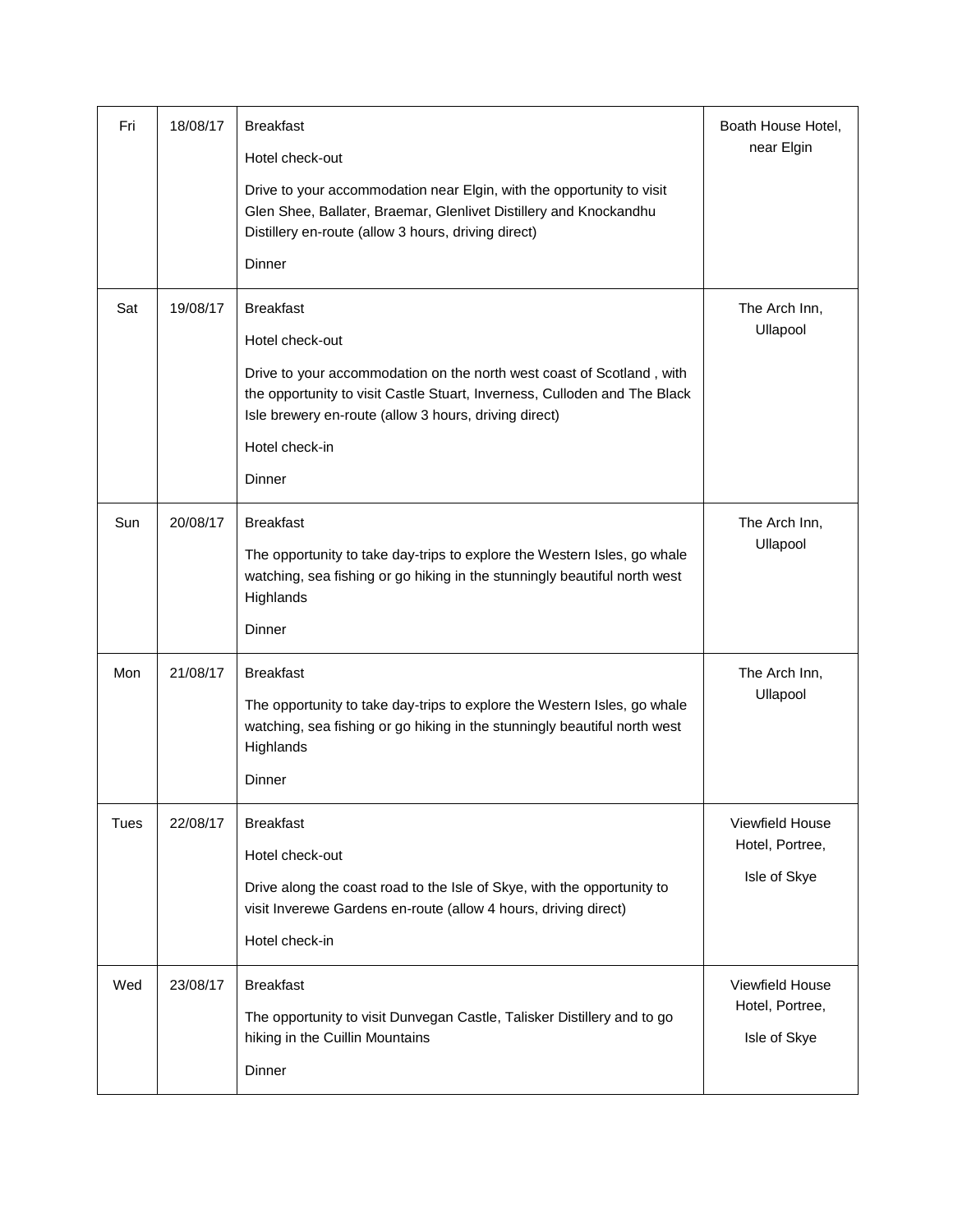| Fri | 18/08/17 | Breakfast<br><br>Hotel check-out<br><br>Drive to your accommodation near Elgin, with the opportunity to visit Glen Shee, Ballater, Braemar, Glenlivet Distillery and Knockandhu Distillery en-route (allow 3 hours, driving direct)<br><br>Dinner | Boath House Hotel, near Elgin |
|---|---|---|---|
| Sat | 19/08/17 | Breakfast<br><br>Hotel check-out<br><br>Drive to your accommodation on the north west coast of Scotland , with the opportunity to visit Castle Stuart, Inverness, Culloden and The Black Isle brewery en-route (allow 3 hours, driving direct)<br><br>Hotel check-in<br><br>Dinner | The Arch Inn, Ullapool |
| Sun | 20/08/17 | Breakfast<br><br>The opportunity to take day-trips to explore the Western Isles, go whale watching, sea fishing or go hiking in the stunningly beautiful north west Highlands<br><br>Dinner | The Arch Inn, Ullapool |
| Mon | 21/08/17 | Breakfast<br><br>The opportunity to take day-trips to explore the Western Isles, go whale watching, sea fishing or go hiking in the stunningly beautiful north west Highlands<br><br>Dinner | The Arch Inn, Ullapool |
| Tues | 22/08/17 | Breakfast<br><br>Hotel check-out<br><br>Drive along the coast road to the Isle of Skye, with the opportunity to visit Inverewe Gardens en-route (allow 4 hours, driving direct)<br><br>Hotel check-in | Viewfield House Hotel, Portree,<br><br>Isle of Skye |
| Wed | 23/08/17 | Breakfast<br><br>The opportunity to visit Dunvegan Castle, Talisker Distillery and to go hiking in the Cuillin Mountains<br><br>Dinner | Viewfield House Hotel, Portree,<br><br>Isle of Skye |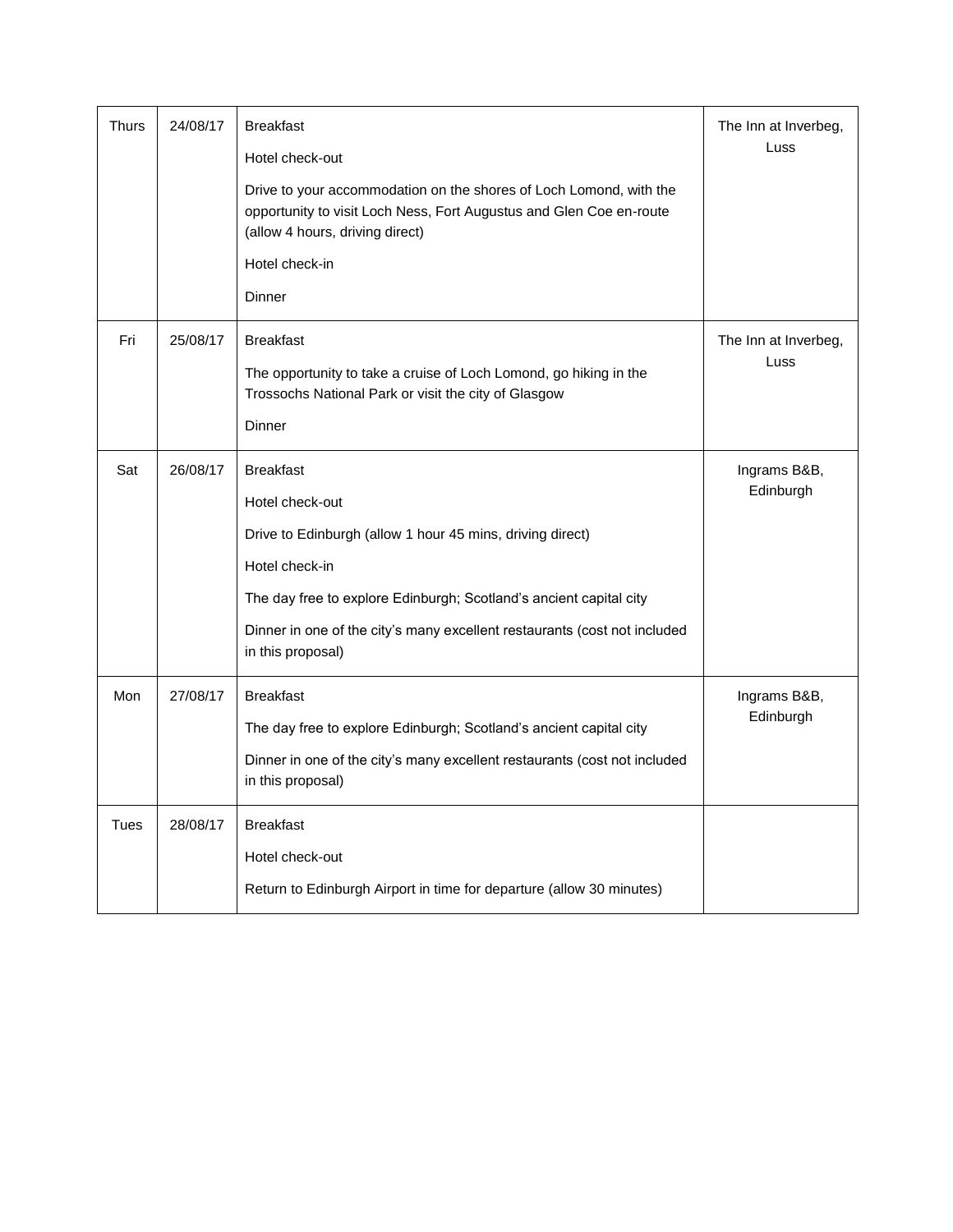| | | | |
|---|---|---|---|
| Thurs | 24/08/17 | Breakfast<br><br>Hotel check-out<br><br>Drive to your accommodation on the shores of Loch Lomond, with the opportunity to visit Loch Ness, Fort Augustus and Glen Coe en-route (allow 4 hours, driving direct)<br><br>Hotel check-in<br><br>Dinner | The Inn at Inverbeg, Luss |
| Fri | 25/08/17 | Breakfast<br><br>The opportunity to take a cruise of Loch Lomond, go hiking in the Trossochs National Park or visit the city of Glasgow<br><br>Dinner | The Inn at Inverbeg, Luss |
| Sat | 26/08/17 | Breakfast<br><br>Hotel check-out<br><br>Drive to Edinburgh (allow 1 hour 45 mins, driving direct)<br><br>Hotel check-in<br><br>The day free to explore Edinburgh; Scotland's ancient capital city<br><br>Dinner in one of the city's many excellent restaurants (cost not included in this proposal) | Ingrams B&B, Edinburgh |
| Mon | 27/08/17 | Breakfast<br><br>The day free to explore Edinburgh; Scotland's ancient capital city<br><br>Dinner in one of the city's many excellent restaurants (cost not included in this proposal) | Ingrams B&B, Edinburgh |
| Tues | 28/08/17 | Breakfast<br><br>Hotel check-out<br><br>Return to Edinburgh Airport in time for departure (allow 30 minutes) | |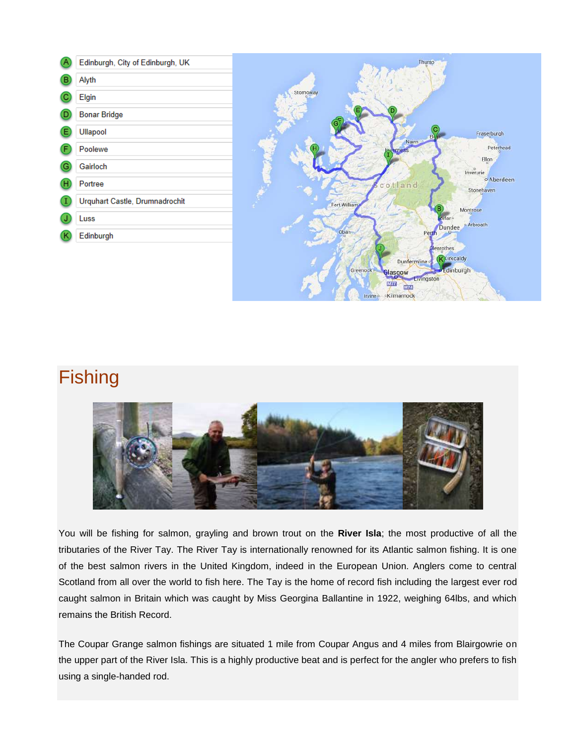- A Edinburgh, City of Edinburgh, UK
- B Alyth
- C Elgin
- D Bonar Bridge
- E Ullapool
- F Poolewe
- G Gairloch
- H Portree
- I Urquhart Castle, Drumnadrochit
- J Luss
- K Edinburgh

## Fishing

You will be fishing for salmon, grayling and brown trout on the **River Isla**; the most productive of all the tributaries of the River Tay. The River Tay is internationally renowned for its Atlantic salmon fishing. It is one of the best salmon rivers in the United Kingdom, indeed in the European Union. Anglers come to central Scotland from all over the world to fish here. The Tay is the home of record fish including the largest ever rod caught salmon in Britain which was caught by Miss Georgina Ballantine in 1922, weighing 64lbs, and which remains the British Record.

The Coupar Grange salmon fishings are situated 1 mile from Coupar Angus and 4 miles from Blairgowrie on the upper part of the River Isla. This is a highly productive beat and is perfect for the angler who prefers to fish using a single-handed rod.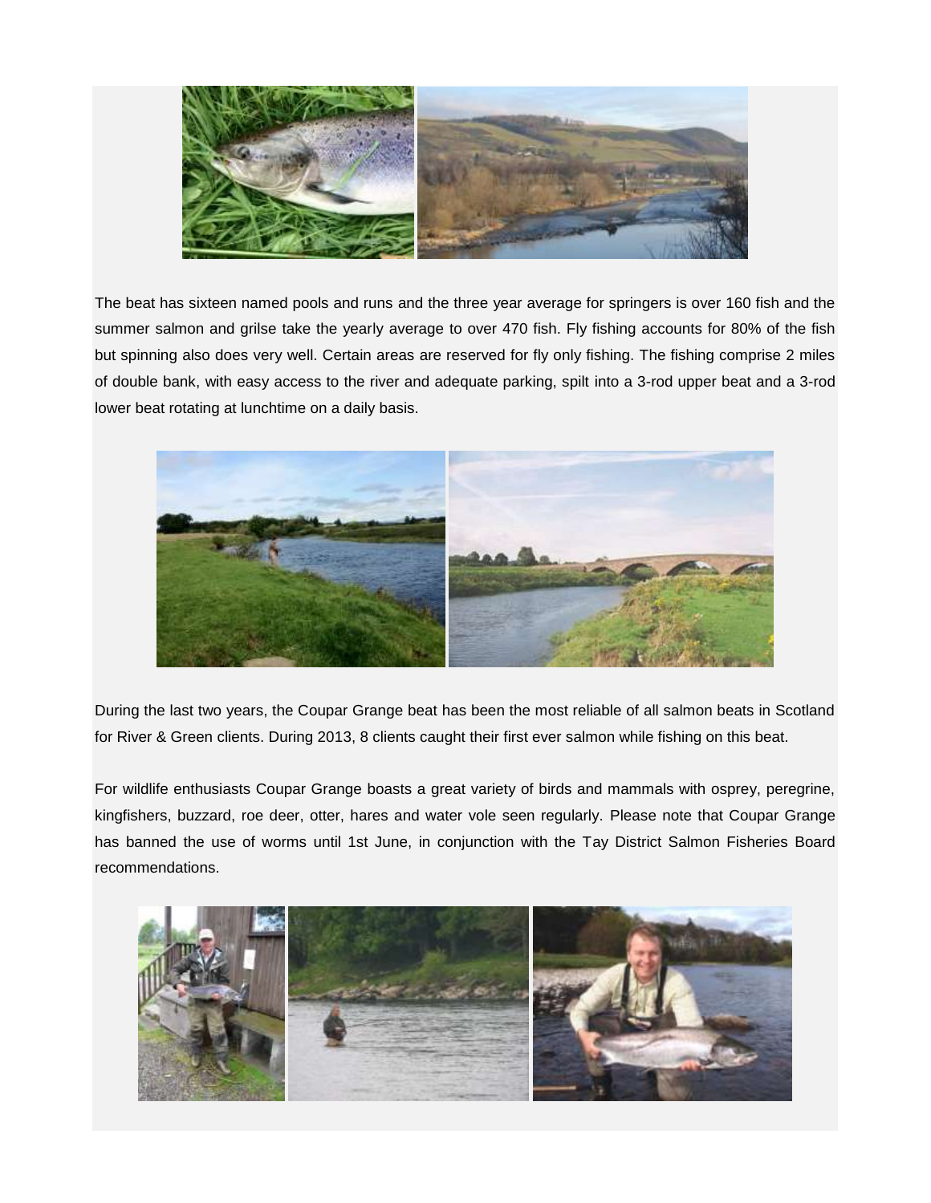The beat has sixteen named pools and runs and the three year average for springers is over 160 fish and the summer salmon and grilse take the yearly average to over 470 fish. Fly fishing accounts for 80% of the fish but spinning also does very well. Certain areas are reserved for fly only fishing. The fishing comprise 2 miles of double bank, with easy access to the river and adequate parking, spilt into a 3-rod upper beat and a 3-rod lower beat rotating at lunchtime on a daily basis.

During the last two years, the Coupar Grange beat has been the most reliable of all salmon beats in Scotland for River & Green clients. During 2013, 8 clients caught their first ever salmon while fishing on this beat.

For wildlife enthusiasts Coupar Grange boasts a great variety of birds and mammals with osprey, peregrine, kingfishers, buzzard, roe deer, otter, hares and water vole seen regularly. Please note that Coupar Grange has banned the use of worms until 1st June, in conjunction with the Tay District Salmon Fisheries Board recommendations.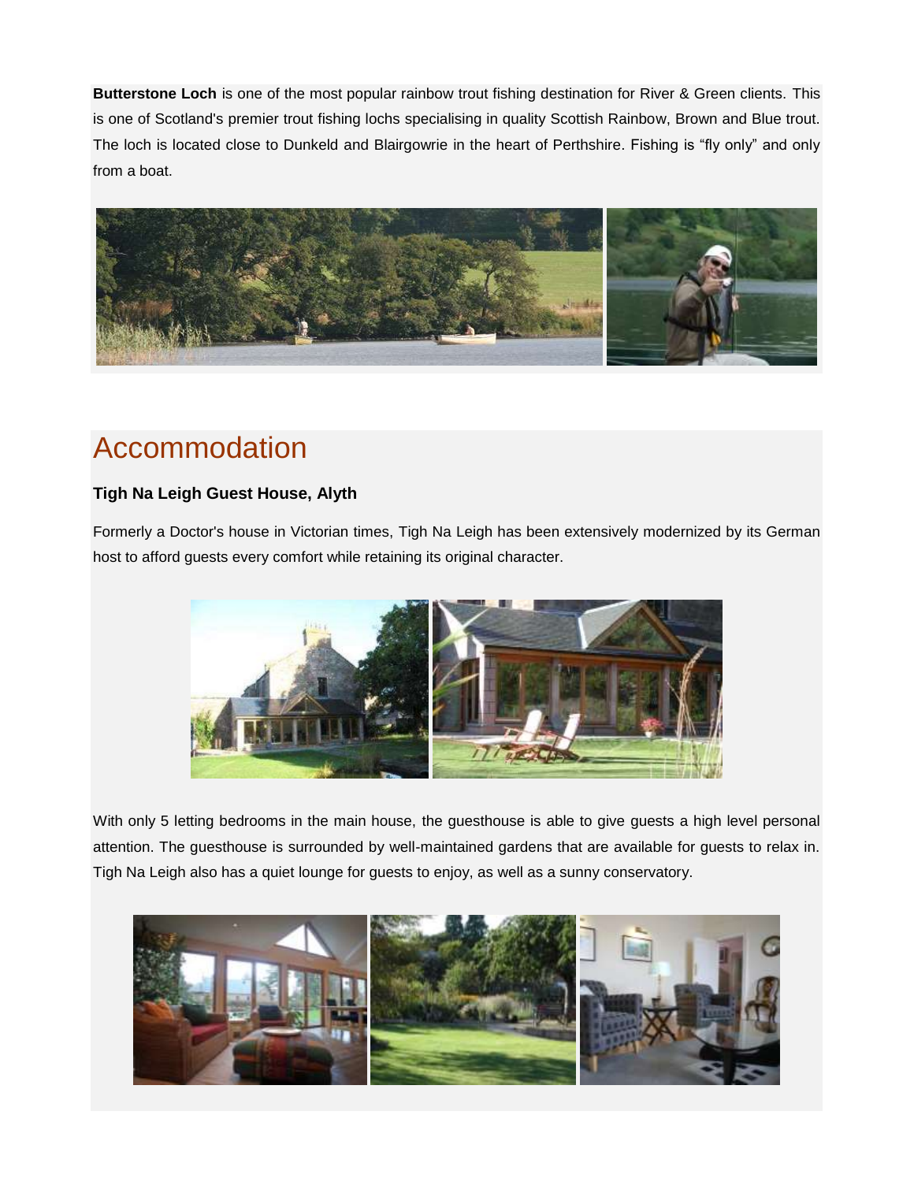**Butterstone Loch** is one of the most popular rainbow trout fishing destination for River & Green clients. This is one of Scotland's premier trout fishing lochs specialising in quality Scottish Rainbow, Brown and Blue trout. The loch is located close to Dunkeld and Blairgowrie in the heart of Perthshire. Fishing is "fly only" and only from a boat.

# Accommodation

**Tigh Na Leigh Guest House, Alyth**

Formerly a Doctor's house in Victorian times, Tigh Na Leigh has been extensively modernized by its German host to afford guests every comfort while retaining its original character.

With only 5 letting bedrooms in the main house, the guesthouse is able to give guests a high level personal attention. The guesthouse is surrounded by well-maintained gardens that are available for guests to relax in. Tigh Na Leigh also has a quiet lounge for guests to enjoy, as well as a sunny conservatory.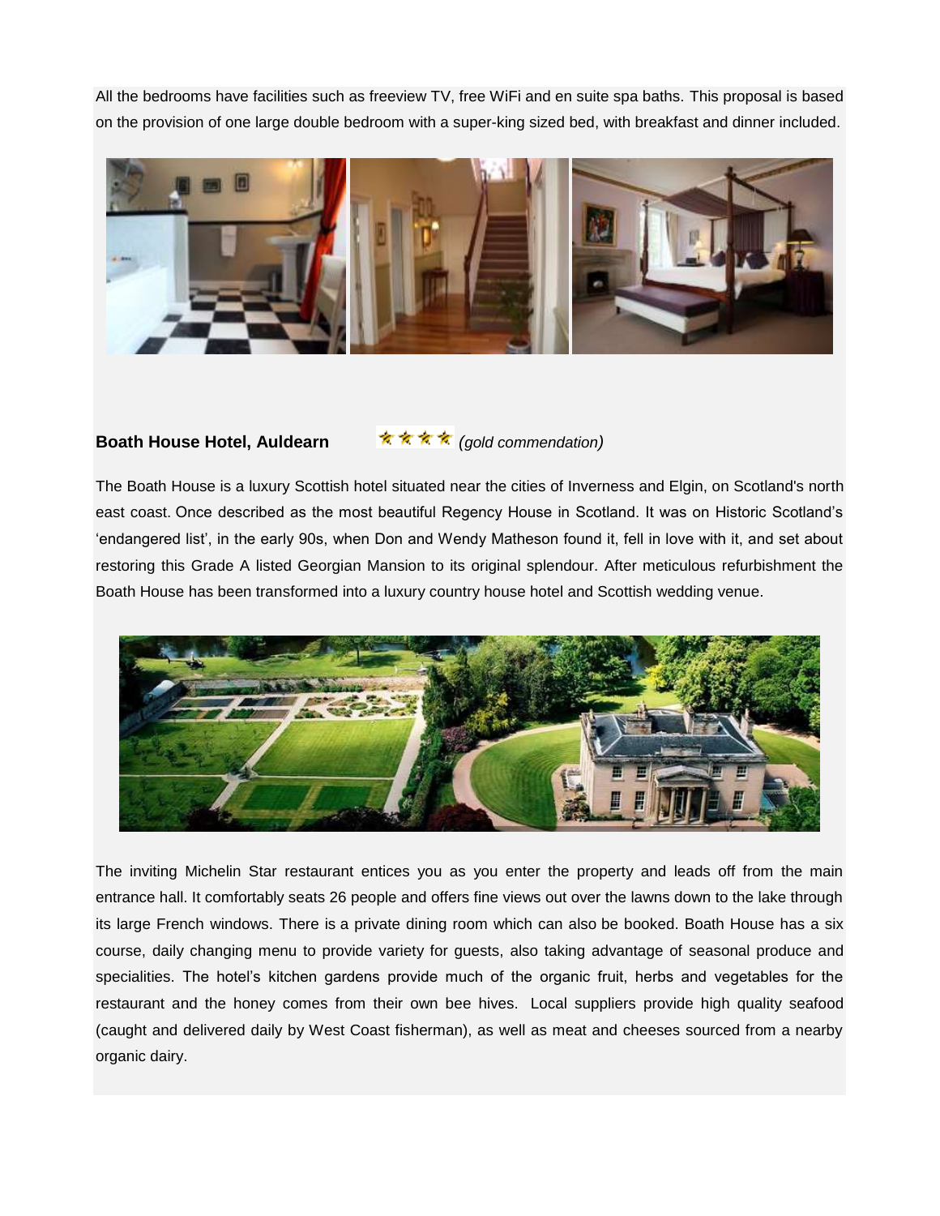All the bedrooms have facilities such as freeview TV, free WiFi and en suite spa baths. This proposal is based on the provision of one large double bedroom with a super-king sized bed, with breakfast and dinner included.

**Boath House Hotel, Auldearn** ★★★★ *(gold commendation)*

The Boath House is a luxury Scottish hotel situated near the cities of Inverness and Elgin, on Scotland's north east coast. Once described as the most beautiful Regency House in Scotland. It was on Historic Scotland's 'endangered list', in the early 90s, when Don and Wendy Matheson found it, fell in love with it, and set about restoring this Grade A listed Georgian Mansion to its original splendour. After meticulous refurbishment the Boath House has been transformed into a luxury country house hotel and Scottish wedding venue.

The inviting Michelin Star restaurant entices you as you enter the property and leads off from the main entrance hall. It comfortably seats 26 people and offers fine views out over the lawns down to the lake through its large French windows. There is a private dining room which can also be booked. Boath House has a six course, daily changing menu to provide variety for guests, also taking advantage of seasonal produce and specialities. The hotel's kitchen gardens provide much of the organic fruit, herbs and vegetables for the restaurant and the honey comes from their own bee hives. Local suppliers provide high quality seafood (caught and delivered daily by West Coast fisherman), as well as meat and cheeses sourced from a nearby organic dairy.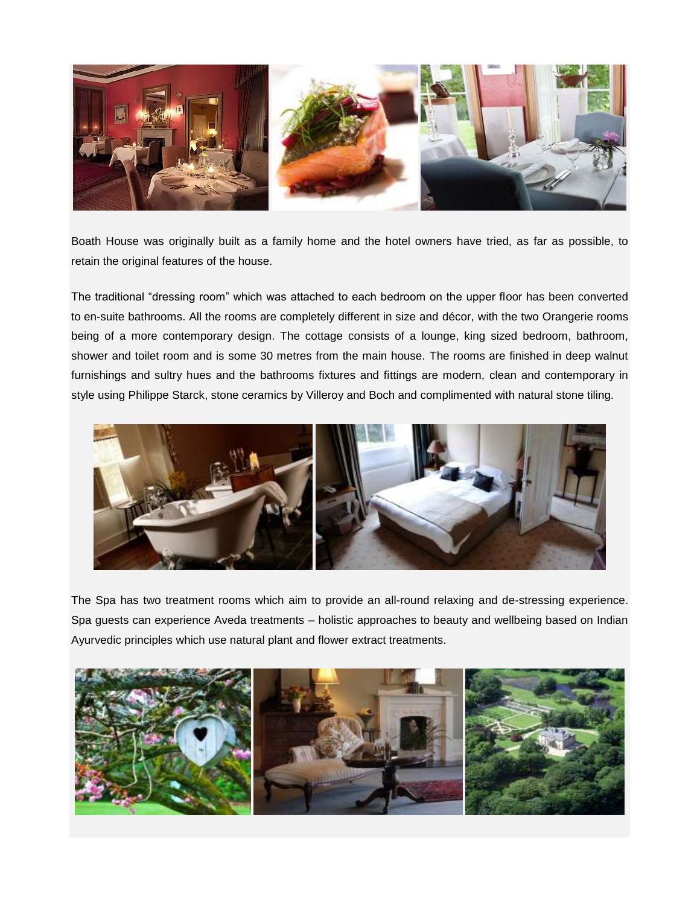Boath House was originally built as a family home and the hotel owners have tried, as far as possible, to retain the original features of the house.

The traditional “dressing room” which was attached to each bedroom on the upper floor has been converted to en-suite bathrooms. All the rooms are completely different in size and décor, with the two Orangerie rooms being of a more contemporary design. The cottage consists of a lounge, king sized bedroom, bathroom, shower and toilet room and is some 30 metres from the main house. The rooms are finished in deep walnut furnishings and sultry hues and the bathrooms fixtures and fittings are modern, clean and contemporary in style using Philippe Starck, stone ceramics by Villeroy and Boch and complimented with natural stone tiling.

The Spa has two treatment rooms which aim to provide an all-round relaxing and de-stressing experience. Spa guests can experience Aveda treatments – holistic approaches to beauty and wellbeing based on Indian Ayurvedic principles which use natural plant and flower extract treatments.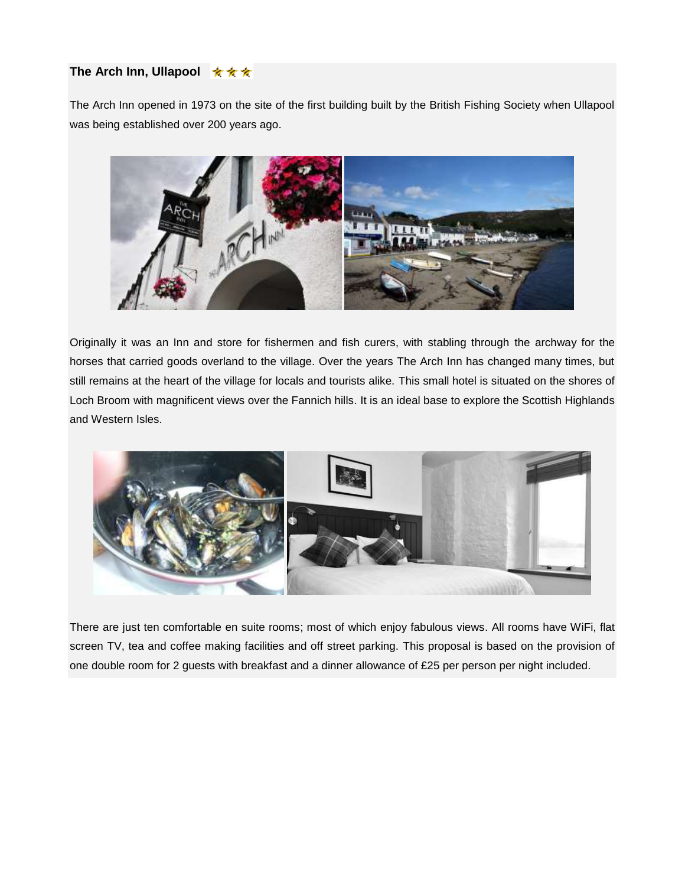## The Arch Inn, Ullapool ★★★

The Arch Inn opened in 1973 on the site of the first building built by the British Fishing Society when Ullapool was being established over 200 years ago.

Originally it was an Inn and store for fishermen and fish curers, with stabling through the archway for the horses that carried goods overland to the village. Over the years The Arch Inn has changed many times, but still remains at the heart of the village for locals and tourists alike. This small hotel is situated on the shores of Loch Broom with magnificent views over the Fannich hills. It is an ideal base to explore the Scottish Highlands and Western Isles.

There are just ten comfortable en suite rooms; most of which enjoy fabulous views. All rooms have WiFi, flat screen TV, tea and coffee making facilities and off street parking. This proposal is based on the provision of one double room for 2 guests with breakfast and a dinner allowance of £25 per person per night included.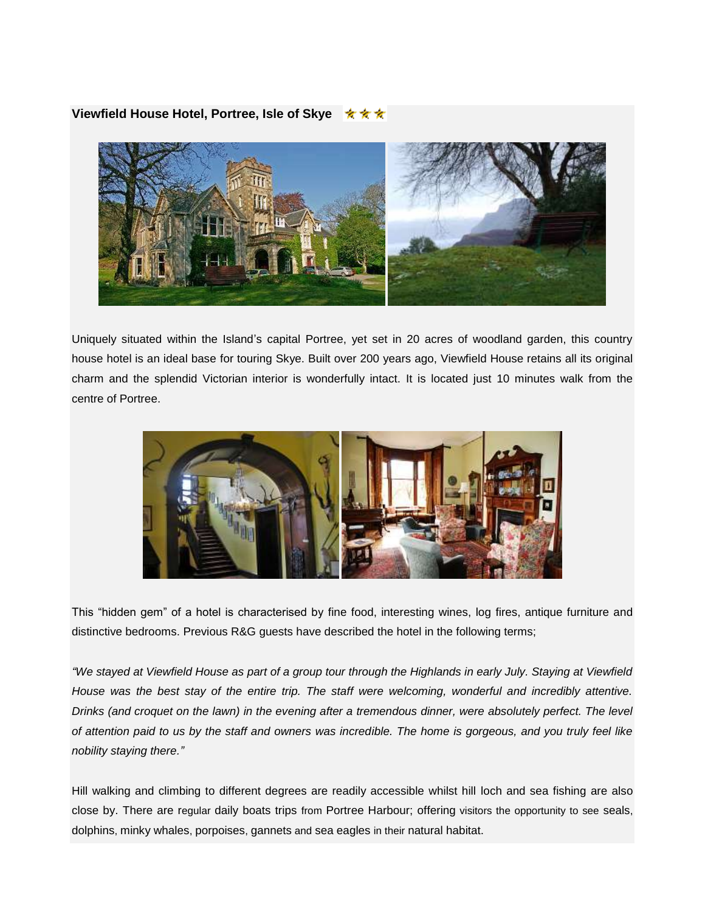**Viewfield House Hotel, Portree, Isle of Skye** ★★★

Uniquely situated within the Island's capital Portree, yet set in 20 acres of woodland garden, this country house hotel is an ideal base for touring Skye. Built over 200 years ago, Viewfield House retains all its original charm and the splendid Victorian interior is wonderfully intact. It is located just 10 minutes walk from the centre of Portree.

This "hidden gem" of a hotel is characterised by fine food, interesting wines, log fires, antique furniture and distinctive bedrooms. Previous R&G guests have described the hotel in the following terms;

*"We stayed at Viewfield House as part of a group tour through the Highlands in early July. Staying at Viewfield House was the best stay of the entire trip. The staff were welcoming, wonderful and incredibly attentive. Drinks (and croquet on the lawn) in the evening after a tremendous dinner, were absolutely perfect. The level of attention paid to us by the staff and owners was incredible. The home is gorgeous, and you truly feel like nobility staying there."*

Hill walking and climbing to different degrees are readily accessible whilst hill loch and sea fishing are also close by. There are regular daily boats trips from Portree Harbour; offering visitors the opportunity to see seals, dolphins, minky whales, porpoises, gannets and sea eagles in their natural habitat.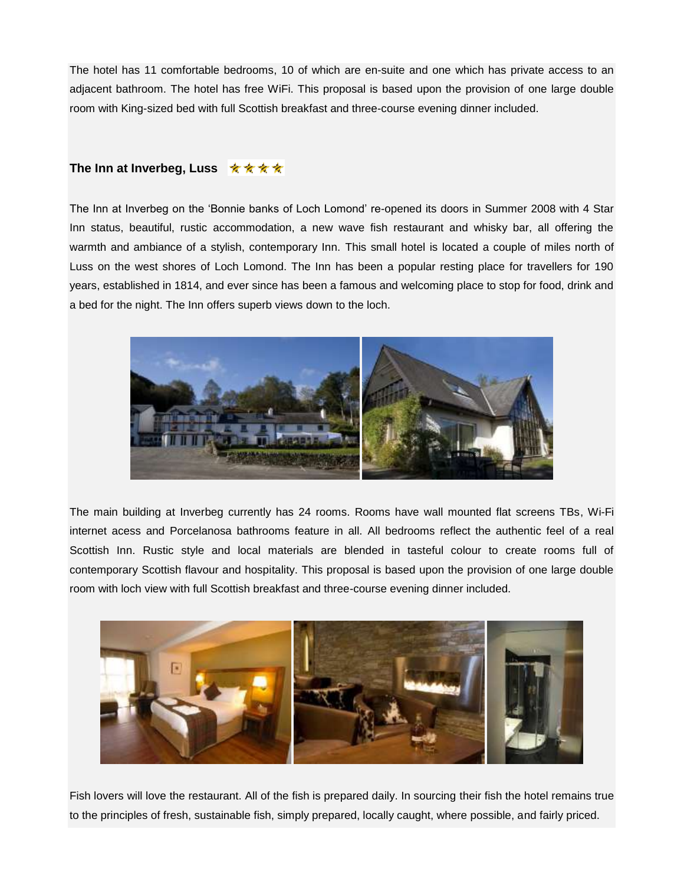The hotel has 11 comfortable bedrooms, 10 of which are en-suite and one which has private access to an adjacent bathroom. The hotel has free WiFi. This proposal is based upon the provision of one large double room with King-sized bed with full Scottish breakfast and three-course evening dinner included.

### The Inn at Inverbeg, Luss ★★★★

The Inn at Inverbeg on the 'Bonnie banks of Loch Lomond' re-opened its doors in Summer 2008 with 4 Star Inn status, beautiful, rustic accommodation, a new wave fish restaurant and whisky bar, all offering the warmth and ambiance of a stylish, contemporary Inn. This small hotel is located a couple of miles north of Luss on the west shores of Loch Lomond. The Inn has been a popular resting place for travellers for 190 years, established in 1814, and ever since has been a famous and welcoming place to stop for food, drink and a bed for the night. The Inn offers superb views down to the loch.

The main building at Inverbeg currently has 24 rooms. Rooms have wall mounted flat screens TBs, Wi-Fi internet acess and Porcelanosa bathrooms feature in all. All bedrooms reflect the authentic feel of a real Scottish Inn. Rustic style and local materials are blended in tasteful colour to create rooms full of contemporary Scottish flavour and hospitality. This proposal is based upon the provision of one large double room with loch view with full Scottish breakfast and three-course evening dinner included.

Fish lovers will love the restaurant. All of the fish is prepared daily. In sourcing their fish the hotel remains true to the principles of fresh, sustainable fish, simply prepared, locally caught, where possible, and fairly priced.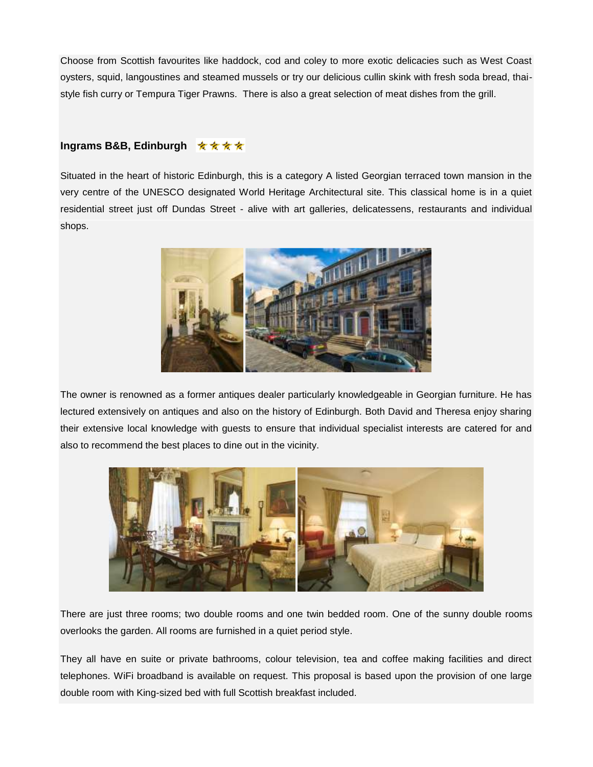Choose from Scottish favourites like haddock, cod and coley to more exotic delicacies such as West Coast oysters, squid, langoustines and steamed mussels or try our delicious cullin skink with fresh soda bread, thai-style fish curry or Tempura Tiger Prawns. There is also a great selection of meat dishes from the grill.

### Ingrams B&B, Edinburgh ★★★★

Situated in the heart of historic Edinburgh, this is a category A listed Georgian terraced town mansion in the very centre of the UNESCO designated World Heritage Architectural site. This classical home is in a quiet residential street just off Dundas Street - alive with art galleries, delicatessens, restaurants and individual shops.

The owner is renowned as a former antiques dealer particularly knowledgeable in Georgian furniture. He has lectured extensively on antiques and also on the history of Edinburgh. Both David and Theresa enjoy sharing their extensive local knowledge with guests to ensure that individual specialist interests are catered for and also to recommend the best places to dine out in the vicinity.

There are just three rooms; two double rooms and one twin bedded room. One of the sunny double rooms overlooks the garden. All rooms are furnished in a quiet period style.

They all have en suite or private bathrooms, colour television, tea and coffee making facilities and direct telephones. WiFi broadband is available on request. This proposal is based upon the provision of one large double room with King-sized bed with full Scottish breakfast included.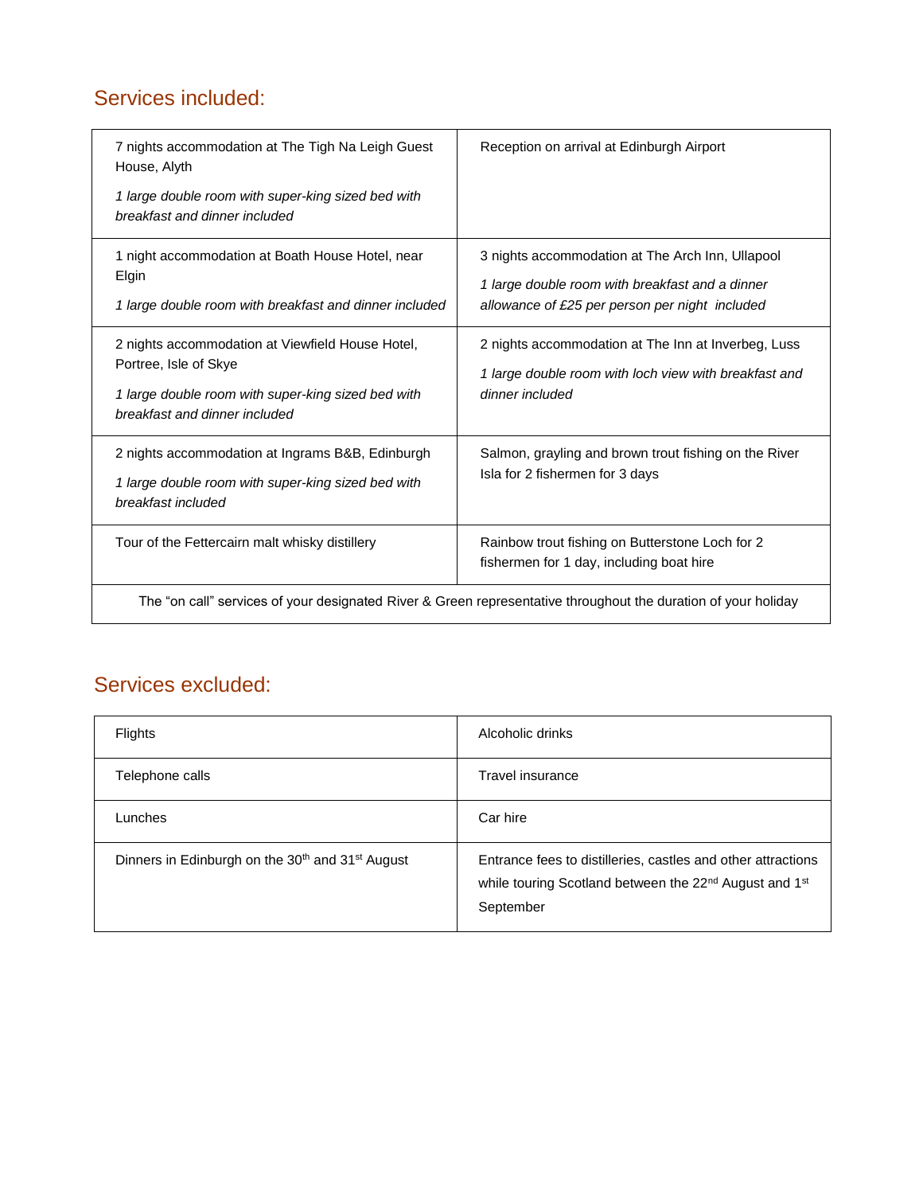## Services included:

| | |
|---|---|
| 7 nights accommodation at The Tigh Na Leigh Guest House, Alyth<br>*1 large double room with super-king sized bed with breakfast and dinner included* | Reception on arrival at Edinburgh Airport |
| 1 night accommodation at Boath House Hotel, near Elgin<br>*1 large double room with breakfast and dinner included* | 3 nights accommodation at The Arch Inn, Ullapool<br>*1 large double room with breakfast and a dinner allowance of £25 per person per night included* |
| 2 nights accommodation at Viewfield House Hotel, Portree, Isle of Skye<br>*1 large double room with super-king sized bed with breakfast and dinner included* | 2 nights accommodation at The Inn at Inverbeg, Luss<br>*1 large double room with loch view with breakfast and dinner included* |
| 2 nights accommodation at Ingrams B&B, Edinburgh<br>*1 large double room with super-king sized bed with breakfast included* | Salmon, grayling and brown trout fishing on the River Isla for 2 fishermen for 3 days |
| Tour of the Fettercairn malt whisky distillery | Rainbow trout fishing on Butterstone Loch for 2 fishermen for 1 day, including boat hire |
| The "on call" services of your designated River & Green representative throughout the duration of your holiday | |

## Services excluded:

| | |
|---|---|
| Flights | Alcoholic drinks |
| Telephone calls | Travel insurance |
| Lunches | Car hire |
| Dinners in Edinburgh on the 30th and 31st August | Entrance fees to distilleries, castles and other attractions while touring Scotland between the 22nd August and 1st September |